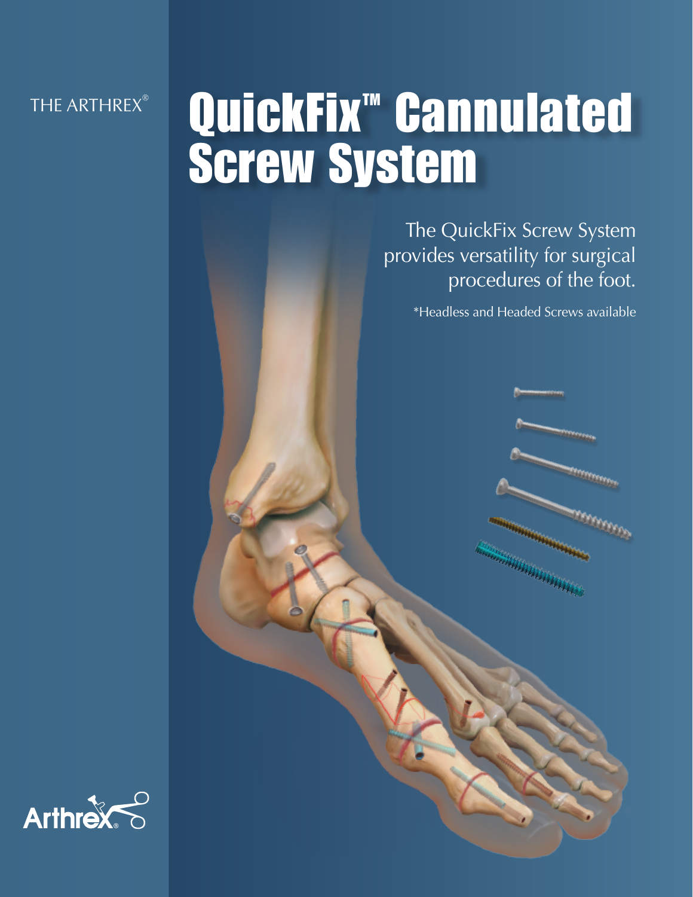THE ARTHREX®

# QuickFix™ Cannulated Screw System

The QuickFix Screw System provides versatility for surgical procedures of the foot.

*Headless and Headed Screws available

Arthrex®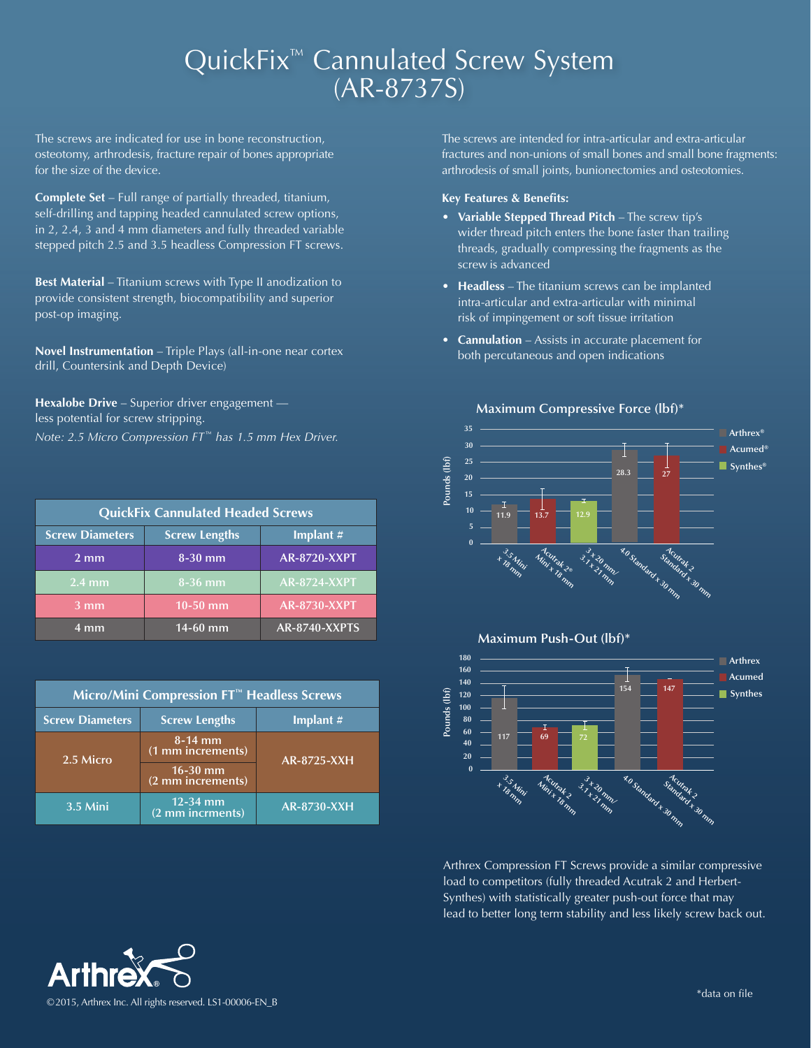# QuickFix™ Cannulated Screw System (AR-8737S)

The screws are indicated for use in bone reconstruction, osteotomy, arthrodesis, fracture repair of bones appropriate for the size of the device.

**Complete Set** – Full range of partially threaded, titanium, self-drilling and tapping headed cannulated screw options, in 2, 2.4, 3 and 4 mm diameters and fully threaded variable stepped pitch 2.5 and 3.5 headless Compression FT screws.

**Best Material** – Titanium screws with Type II anodization to provide consistent strength, biocompatibility and superior post-op imaging.

**Novel Instrumentation** – Triple Plays (all-in-one near cortex drill, Countersink and Depth Device)

**Hexalobe Drive** – Superior driver engagement — less potential for screw stripping.
*Note: 2.5 Micro Compression FT™ has 1.5 mm Hex Driver.*

| QuickFix Cannulated Headed Screws | | |
|---|---|---|
| **Screw Diameters** | **Screw Lengths** | **Implant #** |
| 2 mm | 8-30 mm | AR-8720-XXPT |
| 2.4 mm | 8-36 mm | AR-8724-XXPT |
| 3 mm | 10-50 mm | AR-8730-XXPT |
| 4 mm | 14-60 mm | AR-8740-XXPTS |

| Micro/Mini Compression FT™ Headless Screws | | |
|---|---|---|
| **Screw Diameters** | **Screw Lengths** | **Implant #** |
| 2.5 Micro | 8-14 mm (1 mm increments) | AR-8725-XXH |
| | 16-30 mm (2 mm increments) | |
| 3.5 Mini | 12-34 mm (2 mm incrments) | AR-8730-XXH |

The screws are intended for intra-articular and extra-articular fractures and non-unions of small bones and small bone fragments: arthrodesis of small joints, bunionectomies and osteotomies.

**Key Features & Benefits:**

- **Variable Stepped Thread Pitch** – The screw tip's wider thread pitch enters the bone faster than trailing threads, gradually compressing the fragments as the screw is advanced
- **Headless** – The titanium screws can be implanted intra-articular and extra-articular with minimal risk of impingement or soft tissue irritation
- **Cannulation** – Assists in accurate placement for both percutaneous and open indications

**Maximum Compressive Force (lbf)***

Pounds (lbf)
0 5 10 15 20 25 30 35
Arthrex® Acumed® Synthes®
11.9 13.7 12.9 28.3 27
3.5 Mini x 18 mm; Acutrak 2® Mini x 18 mm; 3 x 20 mm/ 3.1 x 21 mm; 4.0 Standard x 30 mm; Acutrak 2 Standard x 30 mm

**Maximum Push-Out (lbf)***

Pounds (lbf)
0 20 40 60 80 100 120 140 160 180
Arthrex Acumed Synthes
117 69 72 154 147
3.5 Mini x 18 mm; Acutrak 2 Mini x 18 mm; 3 x 20 mm/ 3.1 x 21 mm; 4.0 Standard x 30 mm; Acutrak 2 Standard x 30 mm

Arthrex Compression FT Screws provide a similar compressive load to competitors (fully threaded Acutrak 2 and Herbert-Synthes) with statistically greater push-out force that may lead to better long term stability and less likely screw back out.

©2015, Arthrex Inc. All rights reserved. LS1-00006-EN_B

*data on file